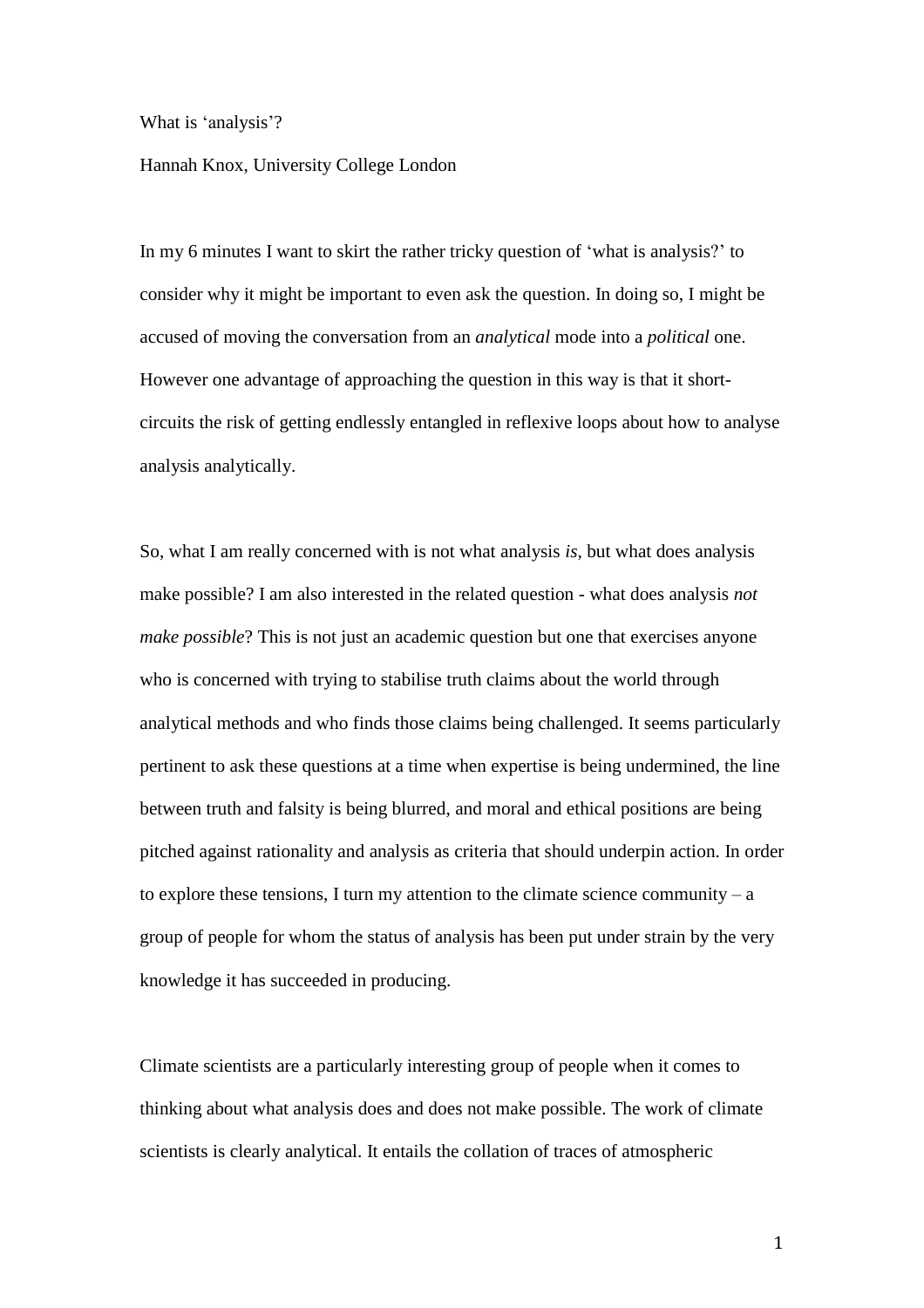# What is 'analysis'?

Hannah Knox, University College London

In my 6 minutes I want to skirt the rather tricky question of 'what is analysis?' to consider why it might be important to even ask the question. In doing so, I might be accused of moving the conversation from an *analytical* mode into a *political* one. However one advantage of approaching the question in this way is that it short-circuits the risk of getting endlessly entangled in reflexive loops about how to analyse analysis analytically.

So, what I am really concerned with is not what analysis *is*, but what does analysis make possible? I am also interested in the related question - what does analysis *not make possible*? This is not just an academic question but one that exercises anyone who is concerned with trying to stabilise truth claims about the world through analytical methods and who finds those claims being challenged. It seems particularly pertinent to ask these questions at a time when expertise is being undermined, the line between truth and falsity is being blurred, and moral and ethical positions are being pitched against rationality and analysis as criteria that should underpin action. In order to explore these tensions, I turn my attention to the climate science community – a group of people for whom the status of analysis has been put under strain by the very knowledge it has succeeded in producing.

Climate scientists are a particularly interesting group of people when it comes to thinking about what analysis does and does not make possible. The work of climate scientists is clearly analytical. It entails the collation of traces of atmospheric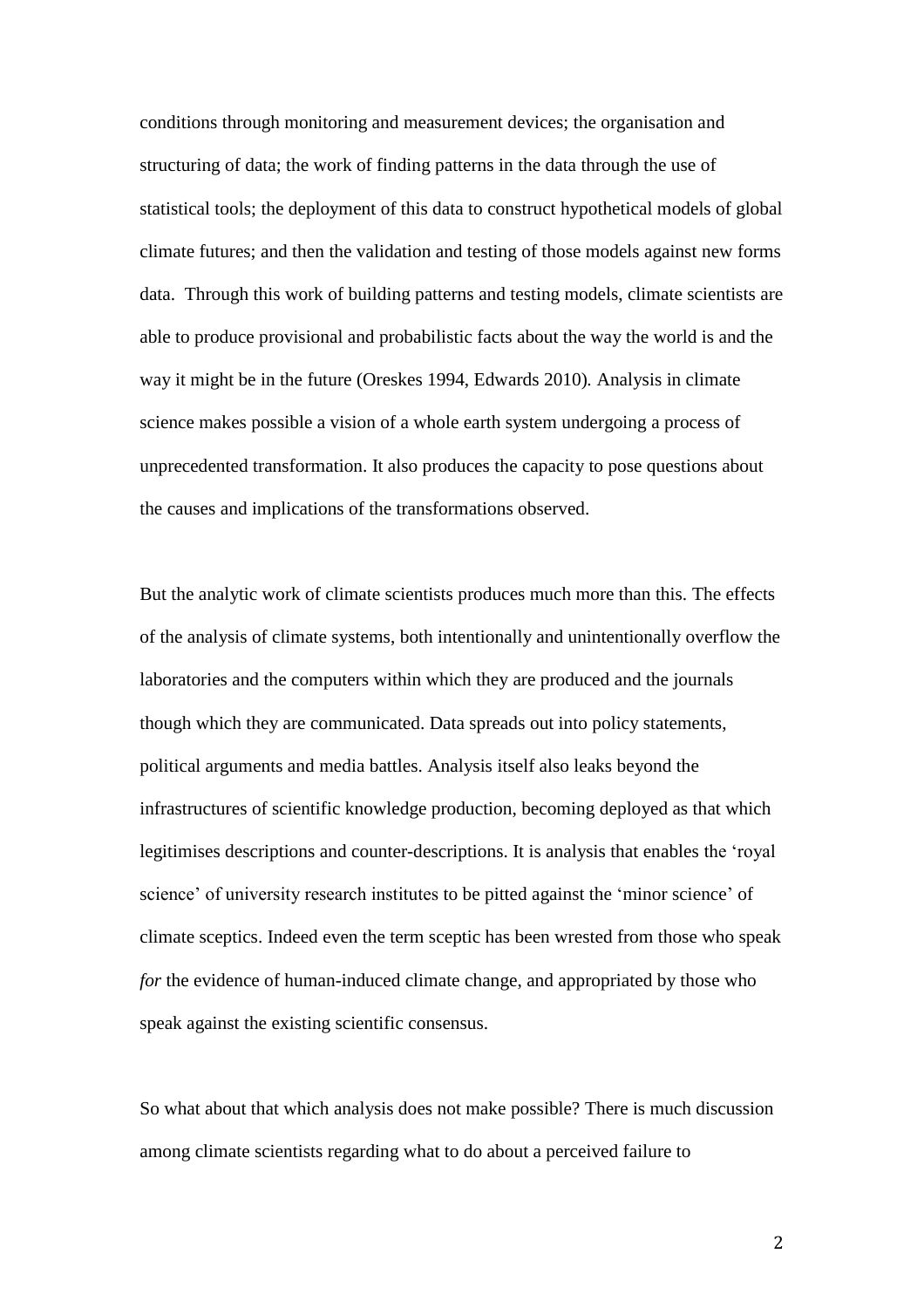conditions through monitoring and measurement devices; the organisation and structuring of data; the work of finding patterns in the data through the use of statistical tools; the deployment of this data to construct hypothetical models of global climate futures; and then the validation and testing of those models against new forms data. Through this work of building patterns and testing models, climate scientists are able to produce provisional and probabilistic facts about the way the world is and the way it might be in the future (Oreskes 1994, Edwards 2010). Analysis in climate science makes possible a vision of a whole earth system undergoing a process of unprecedented transformation. It also produces the capacity to pose questions about the causes and implications of the transformations observed.

But the analytic work of climate scientists produces much more than this. The effects of the analysis of climate systems, both intentionally and unintentionally overflow the laboratories and the computers within which they are produced and the journals though which they are communicated. Data spreads out into policy statements, political arguments and media battles. Analysis itself also leaks beyond the infrastructures of scientific knowledge production, becoming deployed as that which legitimises descriptions and counter-descriptions. It is analysis that enables the 'royal science' of university research institutes to be pitted against the 'minor science' of climate sceptics. Indeed even the term sceptic has been wrested from those who speak *for* the evidence of human-induced climate change, and appropriated by those who speak against the existing scientific consensus.

So what about that which analysis does not make possible? There is much discussion among climate scientists regarding what to do about a perceived failure to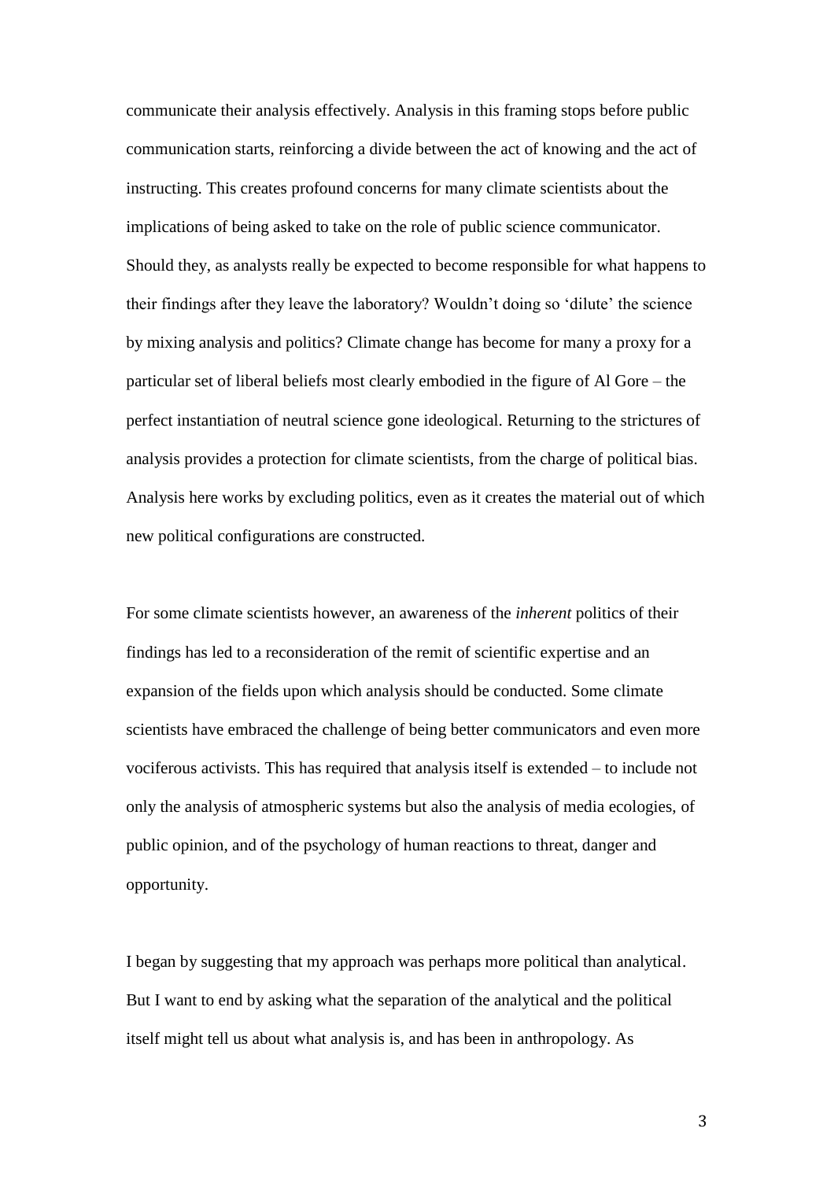communicate their analysis effectively. Analysis in this framing stops before public communication starts, reinforcing a divide between the act of knowing and the act of instructing. This creates profound concerns for many climate scientists about the implications of being asked to take on the role of public science communicator. Should they, as analysts really be expected to become responsible for what happens to their findings after they leave the laboratory? Wouldn't doing so 'dilute' the science by mixing analysis and politics? Climate change has become for many a proxy for a particular set of liberal beliefs most clearly embodied in the figure of Al Gore – the perfect instantiation of neutral science gone ideological. Returning to the strictures of analysis provides a protection for climate scientists, from the charge of political bias. Analysis here works by excluding politics, even as it creates the material out of which new political configurations are constructed.

For some climate scientists however, an awareness of the *inherent* politics of their findings has led to a reconsideration of the remit of scientific expertise and an expansion of the fields upon which analysis should be conducted. Some climate scientists have embraced the challenge of being better communicators and even more vociferous activists. This has required that analysis itself is extended – to include not only the analysis of atmospheric systems but also the analysis of media ecologies, of public opinion, and of the psychology of human reactions to threat, danger and opportunity.

I began by suggesting that my approach was perhaps more political than analytical. But I want to end by asking what the separation of the analytical and the political itself might tell us about what analysis is, and has been in anthropology. As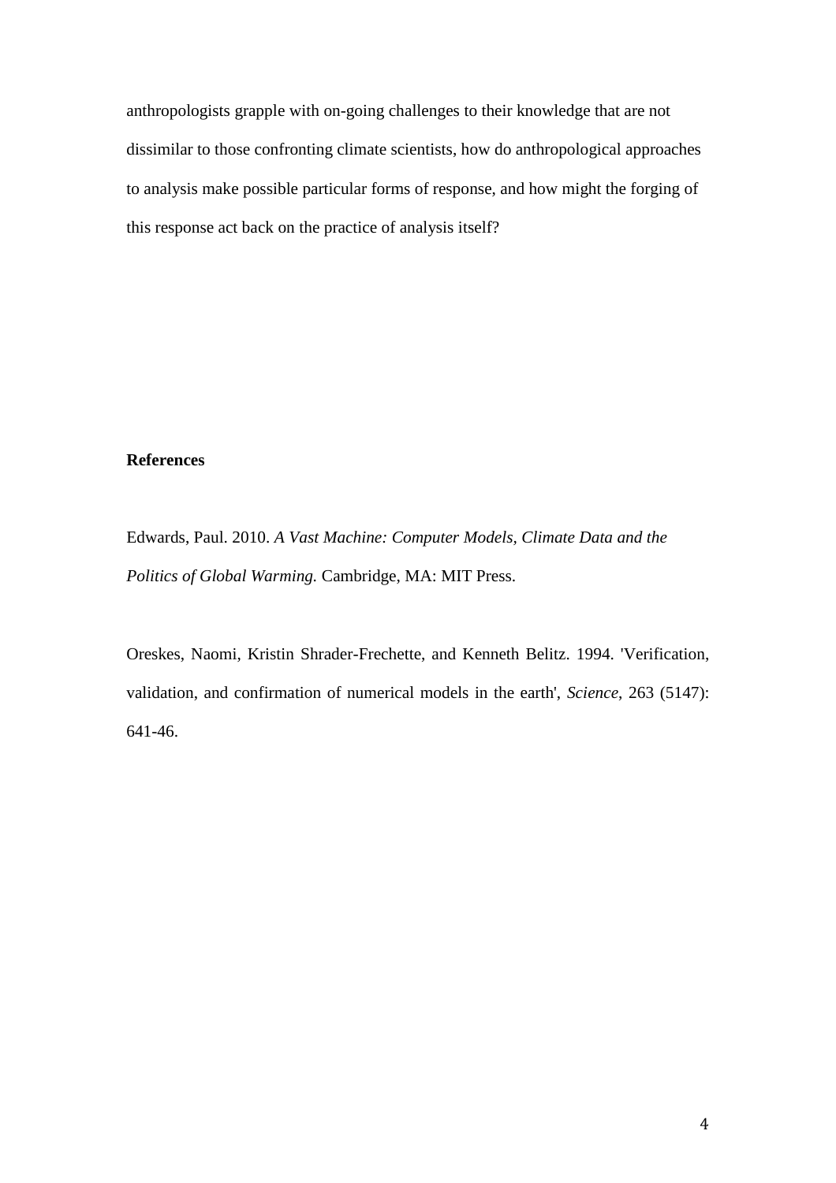anthropologists grapple with on-going challenges to their knowledge that are not dissimilar to those confronting climate scientists, how do anthropological approaches to analysis make possible particular forms of response, and how might the forging of this response act back on the practice of analysis itself?

**References**

Edwards, Paul. 2010. *A Vast Machine: Computer Models, Climate Data and the Politics of Global Warming.* Cambridge, MA: MIT Press.

Oreskes, Naomi, Kristin Shrader-Frechette, and Kenneth Belitz. 1994. 'Verification, validation, and confirmation of numerical models in the earth', *Science*, 263 (5147): 641-46.